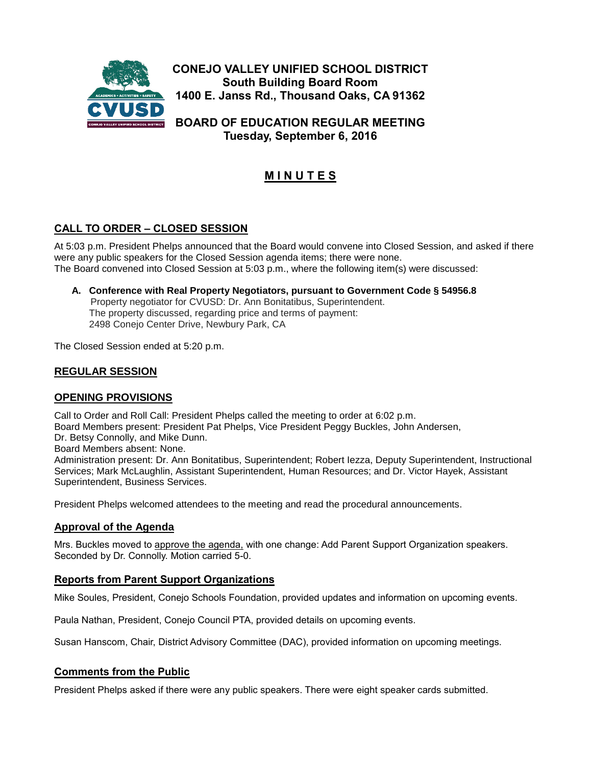**CONEJO VALLEY UNIFIED SCHOOL DISTRICT**
**South Building Board Room**
**1400 E. Janss Rd., Thousand Oaks, CA 91362**

**BOARD OF EDUCATION REGULAR MEETING**
**Tuesday, September 6, 2016**

# M I N U T E S

## CALL TO ORDER – CLOSED SESSION

At 5:03 p.m. President Phelps announced that the Board would convene into Closed Session, and asked if there were any public speakers for the Closed Session agenda items; there were none.
The Board convened into Closed Session at 5:03 p.m., where the following item(s) were discussed:

**A. Conference with Real Property Negotiators, pursuant to Government Code § 54956.8**
Property negotiator for CVUSD: Dr. Ann Bonitatibus, Superintendent.
The property discussed, regarding price and terms of payment:
2498 Conejo Center Drive, Newbury Park, CA

The Closed Session ended at 5:20 p.m.

## REGULAR SESSION

## OPENING PROVISIONS

Call to Order and Roll Call: President Phelps called the meeting to order at 6:02 p.m.
Board Members present: President Pat Phelps, Vice President Peggy Buckles, John Andersen, Dr. Betsy Connolly, and Mike Dunn.
Board Members absent: None.
Administration present: Dr. Ann Bonitatibus, Superintendent; Robert Iezza, Deputy Superintendent, Instructional Services; Mark McLaughlin, Assistant Superintendent, Human Resources; and Dr. Victor Hayek, Assistant Superintendent, Business Services.

President Phelps welcomed attendees to the meeting and read the procedural announcements.

### Approval of the Agenda

Mrs. Buckles moved to approve the agenda, with one change: Add Parent Support Organization speakers. Seconded by Dr. Connolly. Motion carried 5-0.

### Reports from Parent Support Organizations

Mike Soules, President, Conejo Schools Foundation, provided updates and information on upcoming events.

Paula Nathan, President, Conejo Council PTA, provided details on upcoming events.

Susan Hanscom, Chair, District Advisory Committee (DAC), provided information on upcoming meetings.

### Comments from the Public

President Phelps asked if there were any public speakers. There were eight speaker cards submitted.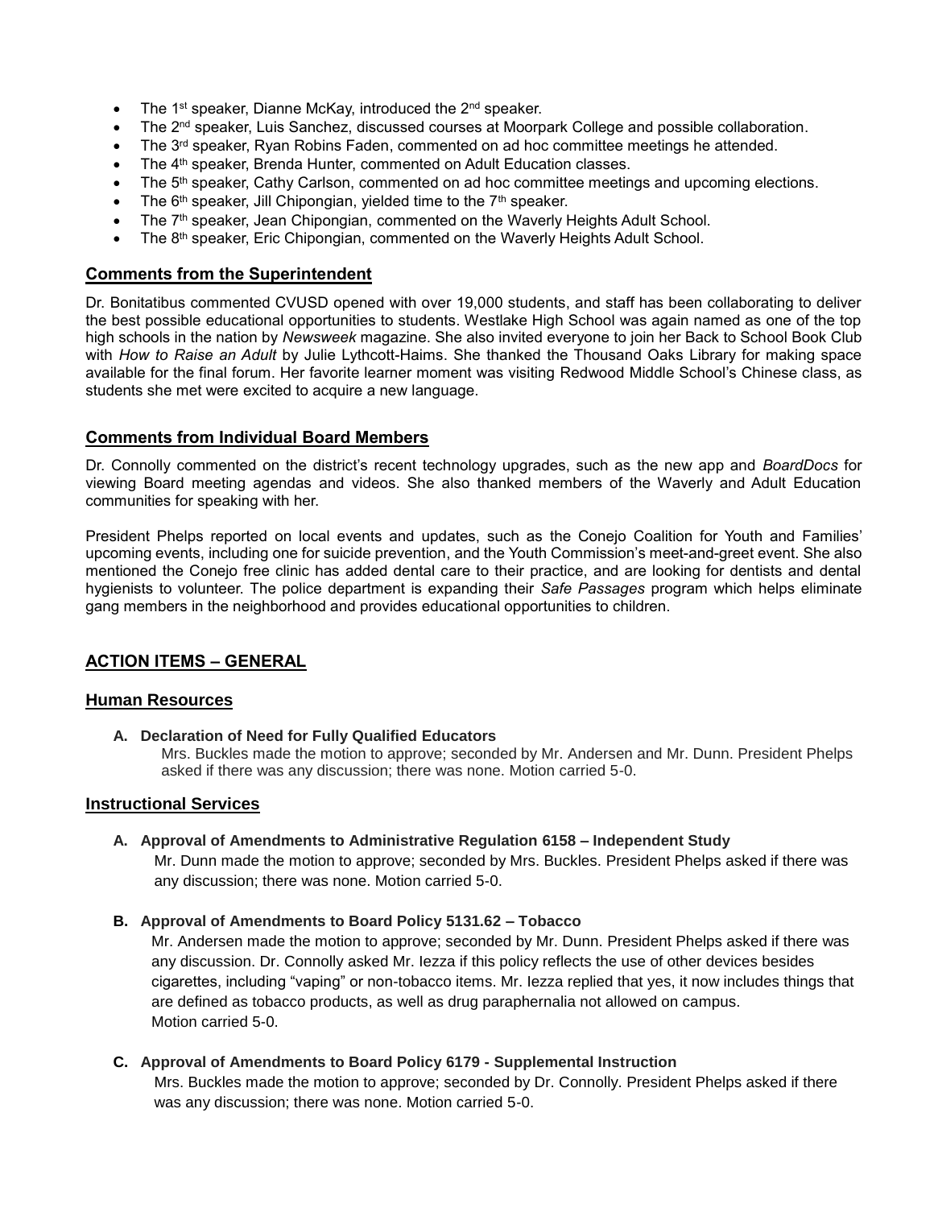- The 1st speaker, Dianne McKay, introduced the 2nd speaker.
- The 2nd speaker, Luis Sanchez, discussed courses at Moorpark College and possible collaboration.
- The 3rd speaker, Ryan Robins Faden, commented on ad hoc committee meetings he attended.
- The 4th speaker, Brenda Hunter, commented on Adult Education classes.
- The 5th speaker, Cathy Carlson, commented on ad hoc committee meetings and upcoming elections.
- The 6th speaker, Jill Chipongian, yielded time to the 7th speaker.
- The 7th speaker, Jean Chipongian, commented on the Waverly Heights Adult School.
- The 8th speaker, Eric Chipongian, commented on the Waverly Heights Adult School.

## Comments from the Superintendent

Dr. Bonitatibus commented CVUSD opened with over 19,000 students, and staff has been collaborating to deliver the best possible educational opportunities to students. Westlake High School was again named as one of the top high schools in the nation by *Newsweek* magazine. She also invited everyone to join her Back to School Book Club with *How to Raise an Adult* by Julie Lythcott-Haims. She thanked the Thousand Oaks Library for making space available for the final forum. Her favorite learner moment was visiting Redwood Middle School's Chinese class, as students she met were excited to acquire a new language.

## Comments from Individual Board Members

Dr. Connolly commented on the district's recent technology upgrades, such as the new app and *BoardDocs* for viewing Board meeting agendas and videos. She also thanked members of the Waverly and Adult Education communities for speaking with her.

President Phelps reported on local events and updates, such as the Conejo Coalition for Youth and Families' upcoming events, including one for suicide prevention, and the Youth Commission's meet-and-greet event. She also mentioned the Conejo free clinic has added dental care to their practice, and are looking for dentists and dental hygienists to volunteer. The police department is expanding their *Safe Passages* program which helps eliminate gang members in the neighborhood and provides educational opportunities to children.

## ACTION ITEMS – GENERAL

### Human Resources

**A. Declaration of Need for Fully Qualified Educators**

Mrs. Buckles made the motion to approve; seconded by Mr. Andersen and Mr. Dunn. President Phelps asked if there was any discussion; there was none. Motion carried 5-0.

### Instructional Services

**A. Approval of Amendments to Administrative Regulation 6158 – Independent Study**

Mr. Dunn made the motion to approve; seconded by Mrs. Buckles. President Phelps asked if there was any discussion; there was none. Motion carried 5-0.

**B. Approval of Amendments to Board Policy 5131.62 – Tobacco**

Mr. Andersen made the motion to approve; seconded by Mr. Dunn. President Phelps asked if there was any discussion. Dr. Connolly asked Mr. Iezza if this policy reflects the use of other devices besides cigarettes, including "vaping" or non-tobacco items. Mr. Iezza replied that yes, it now includes things that are defined as tobacco products, as well as drug paraphernalia not allowed on campus.
Motion carried 5-0.

**C. Approval of Amendments to Board Policy 6179 - Supplemental Instruction**

Mrs. Buckles made the motion to approve; seconded by Dr. Connolly. President Phelps asked if there was any discussion; there was none. Motion carried 5-0.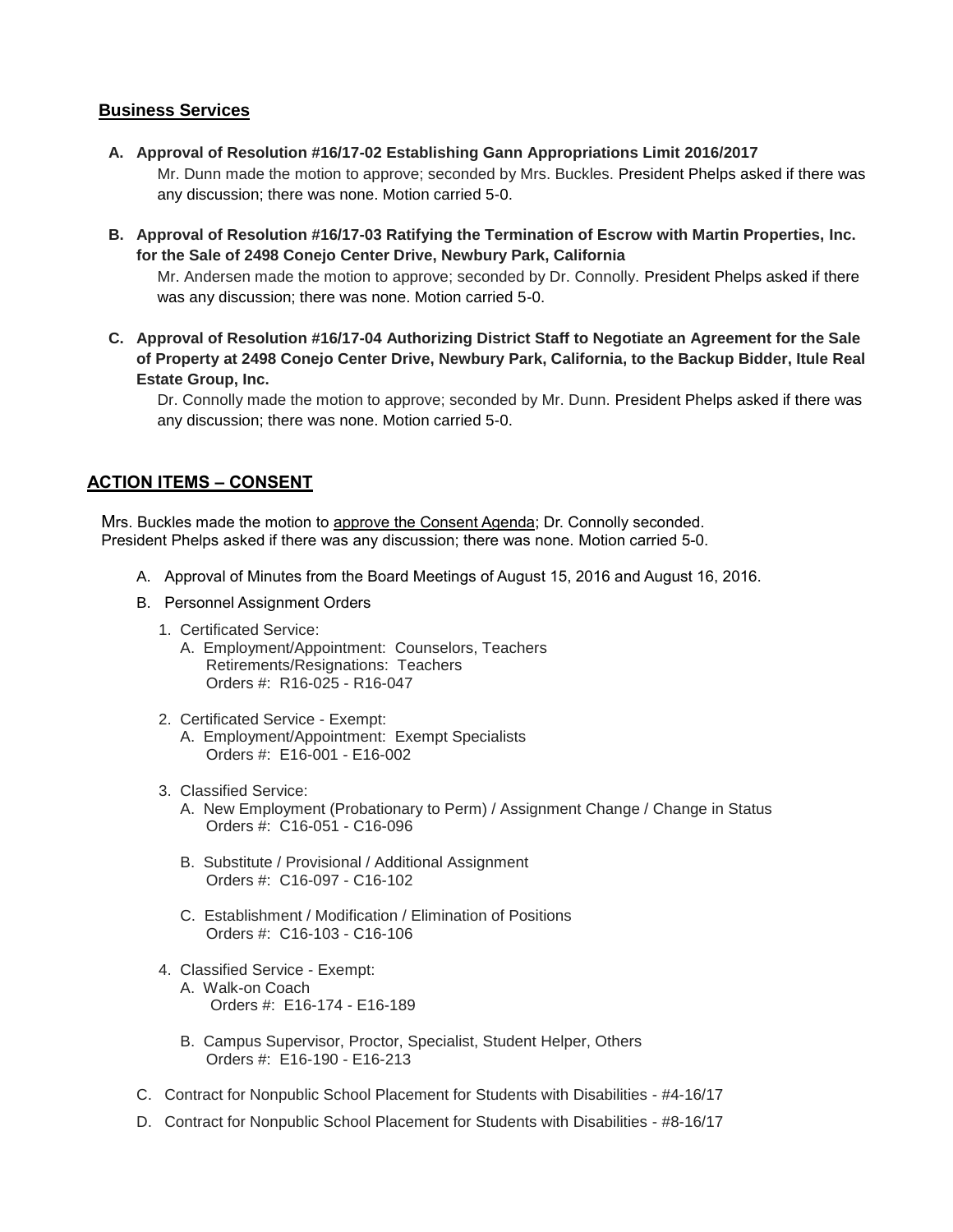## Business Services

**A. Approval of Resolution #16/17-02 Establishing Gann Appropriations Limit 2016/2017**

Mr. Dunn made the motion to approve; seconded by Mrs. Buckles. President Phelps asked if there was any discussion; there was none. Motion carried 5-0.

**B. Approval of Resolution #16/17-03 Ratifying the Termination of Escrow with Martin Properties, Inc. for the Sale of 2498 Conejo Center Drive, Newbury Park, California**

Mr. Andersen made the motion to approve; seconded by Dr. Connolly. President Phelps asked if there was any discussion; there was none. Motion carried 5-0.

**C. Approval of Resolution #16/17-04 Authorizing District Staff to Negotiate an Agreement for the Sale of Property at 2498 Conejo Center Drive, Newbury Park, California, to the Backup Bidder, Itule Real Estate Group, Inc.**

Dr. Connolly made the motion to approve; seconded by Mr. Dunn. President Phelps asked if there was any discussion; there was none. Motion carried 5-0.

## ACTION ITEMS – CONSENT

Mrs. Buckles made the motion to approve the Consent Agenda; Dr. Connolly seconded. President Phelps asked if there was any discussion; there was none. Motion carried 5-0.

A. Approval of Minutes from the Board Meetings of August 15, 2016 and August 16, 2016.

B. Personnel Assignment Orders

1. Certificated Service:
   A. Employment/Appointment: Counselors, Teachers
      Retirements/Resignations: Teachers
      Orders #: R16-025 - R16-047

2. Certificated Service - Exempt:
   A. Employment/Appointment: Exempt Specialists
      Orders #: E16-001 - E16-002

3. Classified Service:
   A. New Employment (Probationary to Perm) / Assignment Change / Change in Status
      Orders #: C16-051 - C16-096

   B. Substitute / Provisional / Additional Assignment
      Orders #: C16-097 - C16-102

   C. Establishment / Modification / Elimination of Positions
      Orders #: C16-103 - C16-106

4. Classified Service - Exempt:
   A. Walk-on Coach
      Orders #: E16-174 - E16-189

   B. Campus Supervisor, Proctor, Specialist, Student Helper, Others
      Orders #: E16-190 - E16-213

C. Contract for Nonpublic School Placement for Students with Disabilities - #4-16/17

D. Contract for Nonpublic School Placement for Students with Disabilities - #8-16/17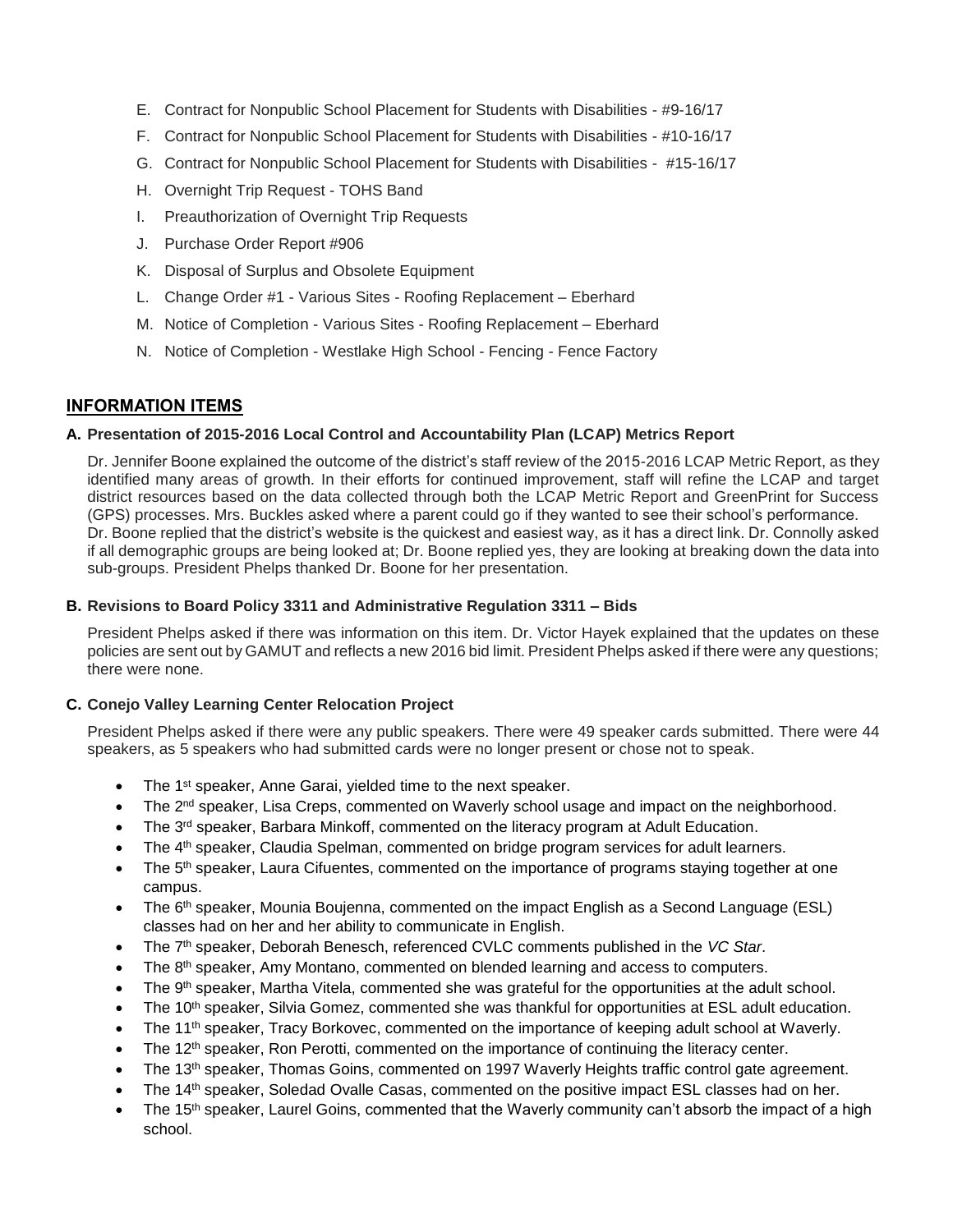E. Contract for Nonpublic School Placement for Students with Disabilities - #9-16/17

F. Contract for Nonpublic School Placement for Students with Disabilities - #10-16/17

G. Contract for Nonpublic School Placement for Students with Disabilities - #15-16/17

H. Overnight Trip Request - TOHS Band

I. Preauthorization of Overnight Trip Requests

J. Purchase Order Report #906

K. Disposal of Surplus and Obsolete Equipment

L. Change Order #1 - Various Sites - Roofing Replacement – Eberhard

M. Notice of Completion - Various Sites - Roofing Replacement – Eberhard

N. Notice of Completion - Westlake High School - Fencing - Fence Factory

## INFORMATION ITEMS

### A. Presentation of 2015-2016 Local Control and Accountability Plan (LCAP) Metrics Report

Dr. Jennifer Boone explained the outcome of the district's staff review of the 2015-2016 LCAP Metric Report, as they identified many areas of growth. In their efforts for continued improvement, staff will refine the LCAP and target district resources based on the data collected through both the LCAP Metric Report and GreenPrint for Success (GPS) processes. Mrs. Buckles asked where a parent could go if they wanted to see their school's performance. Dr. Boone replied that the district's website is the quickest and easiest way, as it has a direct link. Dr. Connolly asked if all demographic groups are being looked at; Dr. Boone replied yes, they are looking at breaking down the data into sub-groups. President Phelps thanked Dr. Boone for her presentation.

### B. Revisions to Board Policy 3311 and Administrative Regulation 3311 – Bids

President Phelps asked if there was information on this item. Dr. Victor Hayek explained that the updates on these policies are sent out by GAMUT and reflects a new 2016 bid limit. President Phelps asked if there were any questions; there were none.

### C. Conejo Valley Learning Center Relocation Project

President Phelps asked if there were any public speakers. There were 49 speaker cards submitted. There were 44 speakers, as 5 speakers who had submitted cards were no longer present or chose not to speak.

- The 1st speaker, Anne Garai, yielded time to the next speaker.
- The 2nd speaker, Lisa Creps, commented on Waverly school usage and impact on the neighborhood.
- The 3rd speaker, Barbara Minkoff, commented on the literacy program at Adult Education.
- The 4th speaker, Claudia Spelman, commented on bridge program services for adult learners.
- The 5th speaker, Laura Cifuentes, commented on the importance of programs staying together at one campus.
- The 6th speaker, Mounia Boujenna, commented on the impact English as a Second Language (ESL) classes had on her and her ability to communicate in English.
- The 7th speaker, Deborah Benesch, referenced CVLC comments published in the *VC Star*.
- The 8th speaker, Amy Montano, commented on blended learning and access to computers.
- The 9th speaker, Martha Vitela, commented she was grateful for the opportunities at the adult school.
- The 10th speaker, Silvia Gomez, commented she was thankful for opportunities at ESL adult education.
- The 11th speaker, Tracy Borkovec, commented on the importance of keeping adult school at Waverly.
- The 12th speaker, Ron Perotti, commented on the importance of continuing the literacy center.
- The 13th speaker, Thomas Goins, commented on 1997 Waverly Heights traffic control gate agreement.
- The 14th speaker, Soledad Ovalle Casas, commented on the positive impact ESL classes had on her.
- The 15th speaker, Laurel Goins, commented that the Waverly community can't absorb the impact of a high school.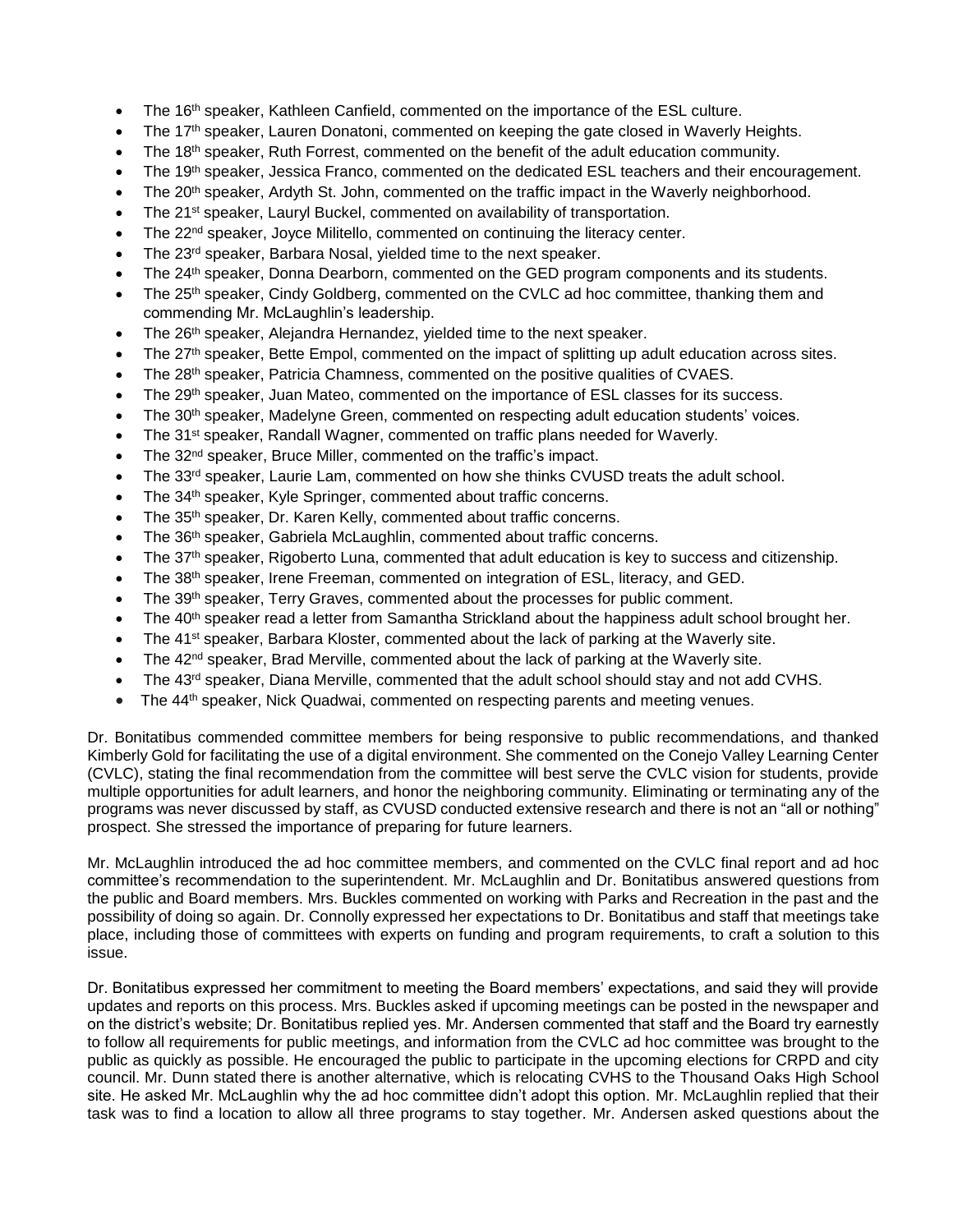- The 16th speaker, Kathleen Canfield, commented on the importance of the ESL culture.
- The 17th speaker, Lauren Donatoni, commented on keeping the gate closed in Waverly Heights.
- The 18th speaker, Ruth Forrest, commented on the benefit of the adult education community.
- The 19th speaker, Jessica Franco, commented on the dedicated ESL teachers and their encouragement.
- The 20th speaker, Ardyth St. John, commented on the traffic impact in the Waverly neighborhood.
- The 21st speaker, Lauryl Buckel, commented on availability of transportation.
- The 22nd speaker, Joyce Militello, commented on continuing the literacy center.
- The 23rd speaker, Barbara Nosal, yielded time to the next speaker.
- The 24th speaker, Donna Dearborn, commented on the GED program components and its students.
- The 25th speaker, Cindy Goldberg, commented on the CVLC ad hoc committee, thanking them and commending Mr. McLaughlin's leadership.
- The 26th speaker, Alejandra Hernandez, yielded time to the next speaker.
- The 27th speaker, Bette Empol, commented on the impact of splitting up adult education across sites.
- The 28th speaker, Patricia Chamness, commented on the positive qualities of CVAES.
- The 29th speaker, Juan Mateo, commented on the importance of ESL classes for its success.
- The 30th speaker, Madelyne Green, commented on respecting adult education students' voices.
- The 31st speaker, Randall Wagner, commented on traffic plans needed for Waverly.
- The 32nd speaker, Bruce Miller, commented on the traffic's impact.
- The 33rd speaker, Laurie Lam, commented on how she thinks CVUSD treats the adult school.
- The 34th speaker, Kyle Springer, commented about traffic concerns.
- The 35th speaker, Dr. Karen Kelly, commented about traffic concerns.
- The 36th speaker, Gabriela McLaughlin, commented about traffic concerns.
- The 37th speaker, Rigoberto Luna, commented that adult education is key to success and citizenship.
- The 38th speaker, Irene Freeman, commented on integration of ESL, literacy, and GED.
- The 39th speaker, Terry Graves, commented about the processes for public comment.
- The 40th speaker read a letter from Samantha Strickland about the happiness adult school brought her.
- The 41st speaker, Barbara Kloster, commented about the lack of parking at the Waverly site.
- The 42nd speaker, Brad Merville, commented about the lack of parking at the Waverly site.
- The 43rd speaker, Diana Merville, commented that the adult school should stay and not add CVHS.
- The 44th speaker, Nick Quadwai, commented on respecting parents and meeting venues.

Dr. Bonitatibus commended committee members for being responsive to public recommendations, and thanked Kimberly Gold for facilitating the use of a digital environment. She commented on the Conejo Valley Learning Center (CVLC), stating the final recommendation from the committee will best serve the CVLC vision for students, provide multiple opportunities for adult learners, and honor the neighboring community. Eliminating or terminating any of the programs was never discussed by staff, as CVUSD conducted extensive research and there is not an "all or nothing" prospect. She stressed the importance of preparing for future learners.

Mr. McLaughlin introduced the ad hoc committee members, and commented on the CVLC final report and ad hoc committee's recommendation to the superintendent. Mr. McLaughlin and Dr. Bonitatibus answered questions from the public and Board members. Mrs. Buckles commented on working with Parks and Recreation in the past and the possibility of doing so again. Dr. Connolly expressed her expectations to Dr. Bonitatibus and staff that meetings take place, including those of committees with experts on funding and program requirements, to craft a solution to this issue.

Dr. Bonitatibus expressed her commitment to meeting the Board members' expectations, and said they will provide updates and reports on this process. Mrs. Buckles asked if upcoming meetings can be posted in the newspaper and on the district's website; Dr. Bonitatibus replied yes. Mr. Andersen commented that staff and the Board try earnestly to follow all requirements for public meetings, and information from the CVLC ad hoc committee was brought to the public as quickly as possible. He encouraged the public to participate in the upcoming elections for CRPD and city council. Mr. Dunn stated there is another alternative, which is relocating CVHS to the Thousand Oaks High School site. He asked Mr. McLaughlin why the ad hoc committee didn't adopt this option. Mr. McLaughlin replied that their task was to find a location to allow all three programs to stay together. Mr. Andersen asked questions about the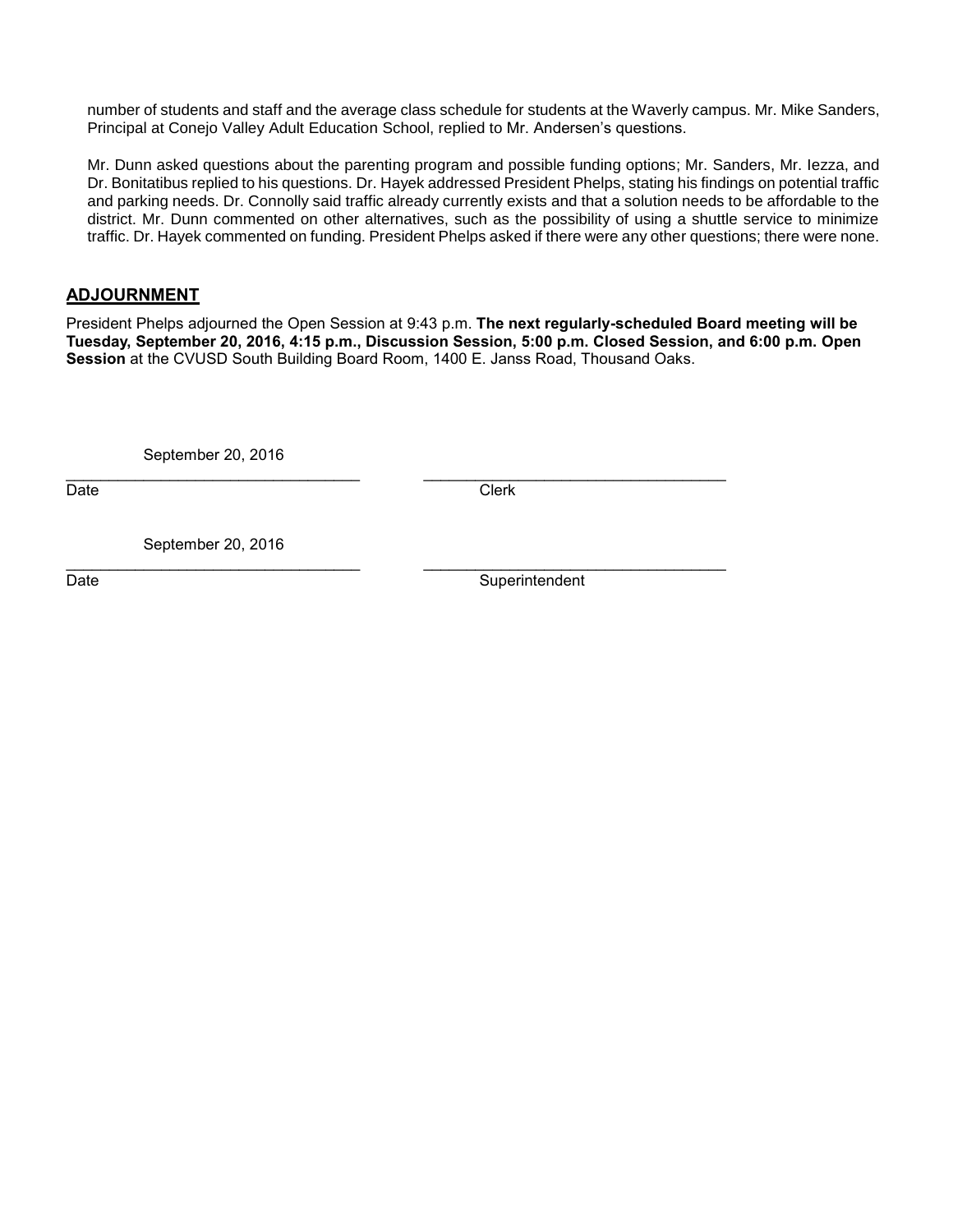number of students and staff and the average class schedule for students at the Waverly campus. Mr. Mike Sanders, Principal at Conejo Valley Adult Education School, replied to Mr. Andersen's questions.

Mr. Dunn asked questions about the parenting program and possible funding options; Mr. Sanders, Mr. Iezza, and Dr. Bonitatibus replied to his questions. Dr. Hayek addressed President Phelps, stating his findings on potential traffic and parking needs. Dr. Connolly said traffic already currently exists and that a solution needs to be affordable to the district. Mr. Dunn commented on other alternatives, such as the possibility of using a shuttle service to minimize traffic. Dr. Hayek commented on funding. President Phelps asked if there were any other questions; there were none.

## ADJOURNMENT

President Phelps adjourned the Open Session at 9:43 p.m. **The next regularly-scheduled Board meeting will be Tuesday, September 20, 2016, 4:15 p.m., Discussion Session, 5:00 p.m. Closed Session, and 6:00 p.m. Open Session** at the CVUSD South Building Board Room, 1400 E. Janss Road, Thousand Oaks.

September 20, 2016
\_\_\_\_\_\_\_\_\_\_\_\_\_\_\_\_\_\_\_\_\_\_\_\_\_\_\_\_\_\_\_\_ \_\_\_\_\_\_\_\_\_\_\_\_\_\_\_\_\_\_\_\_\_\_\_\_\_\_\_\_\_\_\_\_

Date Clerk

September 20, 2016
\_\_\_\_\_\_\_\_\_\_\_\_\_\_\_\_\_\_\_\_\_\_\_\_\_\_\_\_\_\_\_\_ \_\_\_\_\_\_\_\_\_\_\_\_\_\_\_\_\_\_\_\_\_\_\_\_\_\_\_\_\_\_\_\_

Date Superintendent